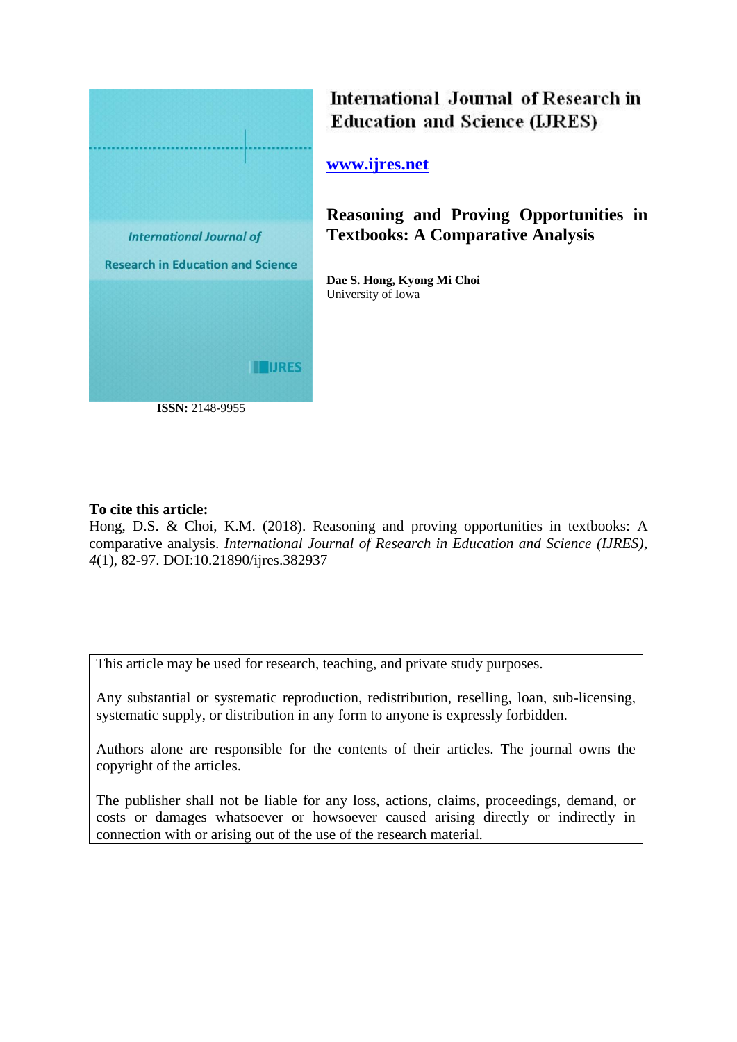International Journal of Research in Education and Science (IJRES)

www.ijres.net

# Reasoning and Proving Opportunities in Textbooks: A Comparative Analysis

**Dae S. Hong, Kyong Mi Choi**
University of Iowa

**ISSN:** 2148-9955

**To cite this article:**

Hong, D.S. & Choi, K.M. (2018). Reasoning and proving opportunities in textbooks: A comparative analysis. *International Journal of Research in Education and Science (IJRES), 4*(1), 82-97. DOI:10.21890/ijres.382937

This article may be used for research, teaching, and private study purposes.

Any substantial or systematic reproduction, redistribution, reselling, loan, sub-licensing, systematic supply, or distribution in any form to anyone is expressly forbidden.

Authors alone are responsible for the contents of their articles. The journal owns the copyright of the articles.

The publisher shall not be liable for any loss, actions, claims, proceedings, demand, or costs or damages whatsoever or howsoever caused arising directly or indirectly in connection with or arising out of the use of the research material.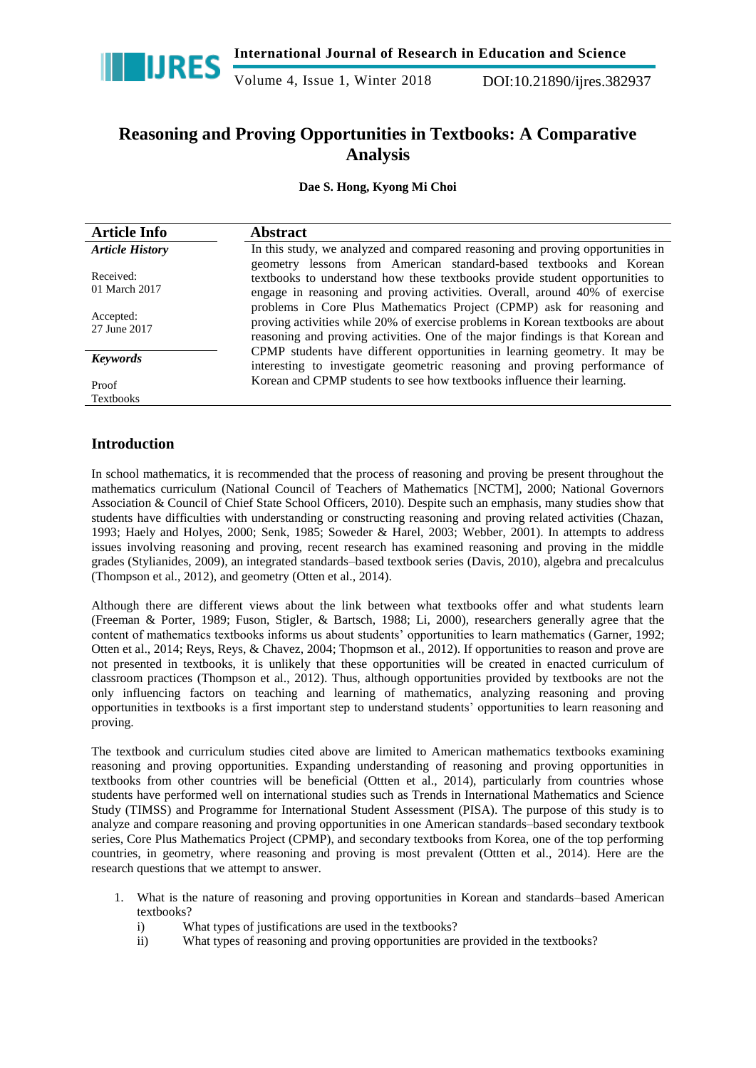# Reasoning and Proving Opportunities in Textbooks: A Comparative Analysis

**Dae S. Hong, Kyong Mi Choi**

| Article Info | Abstract |
|---|---|
| ***Article History*** | In this study, we analyzed and compared reasoning and proving opportunities in geometry lessons from American standard-based textbooks and Korean textbooks to understand how these textbooks provide student opportunities to engage in reasoning and proving activities. Overall, around 40% of exercise problems in Core Plus Mathematics Project (CPMP) ask for reasoning and proving activities while 20% of exercise problems in Korean textbooks are about reasoning and proving activities. One of the major findings is that Korean and CPMP students have different opportunities in learning geometry. It may be interesting to investigate geometric reasoning and proving performance of Korean and CPMP students to see how textbooks influence their learning. |
| Received: 01 March 2017 | |
| Accepted: 27 June 2017 | |
| ***Keywords*** | |
| Proof | |
| Textbooks | |

## Introduction

In school mathematics, it is recommended that the process of reasoning and proving be present throughout the mathematics curriculum (National Council of Teachers of Mathematics [NCTM], 2000; National Governors Association & Council of Chief State School Officers, 2010). Despite such an emphasis, many studies show that students have difficulties with understanding or constructing reasoning and proving related activities (Chazan, 1993; Haely and Holyes, 2000; Senk, 1985; Soweder & Harel, 2003; Webber, 2001). In attempts to address issues involving reasoning and proving, recent research has examined reasoning and proving in the middle grades (Stylianides, 2009), an integrated standards–based textbook series (Davis, 2010), algebra and precalculus (Thompson et al., 2012), and geometry (Otten et al., 2014).

Although there are different views about the link between what textbooks offer and what students learn (Freeman & Porter, 1989; Fuson, Stigler, & Bartsch, 1988; Li, 2000), researchers generally agree that the content of mathematics textbooks informs us about students' opportunities to learn mathematics (Garner, 1992; Otten et al., 2014; Reys, Reys, & Chavez, 2004; Thopmson et al., 2012). If opportunities to reason and prove are not presented in textbooks, it is unlikely that these opportunities will be created in enacted curriculum of classroom practices (Thompson et al., 2012). Thus, although opportunities provided by textbooks are not the only influencing factors on teaching and learning of mathematics, analyzing reasoning and proving opportunities in textbooks is a first important step to understand students' opportunities to learn reasoning and proving.

The textbook and curriculum studies cited above are limited to American mathematics textbooks examining reasoning and proving opportunities. Expanding understanding of reasoning and proving opportunities in textbooks from other countries will be beneficial (Ottten et al., 2014), particularly from countries whose students have performed well on international studies such as Trends in International Mathematics and Science Study (TIMSS) and Programme for International Student Assessment (PISA). The purpose of this study is to analyze and compare reasoning and proving opportunities in one American standards–based secondary textbook series, Core Plus Mathematics Project (CPMP), and secondary textbooks from Korea, one of the top performing countries, in geometry, where reasoning and proving is most prevalent (Ottten et al., 2014). Here are the research questions that we attempt to answer.

1. What is the nature of reasoning and proving opportunities in Korean and standards–based American textbooks?
   i) What types of justifications are used in the textbooks?
   ii) What types of reasoning and proving opportunities are provided in the textbooks?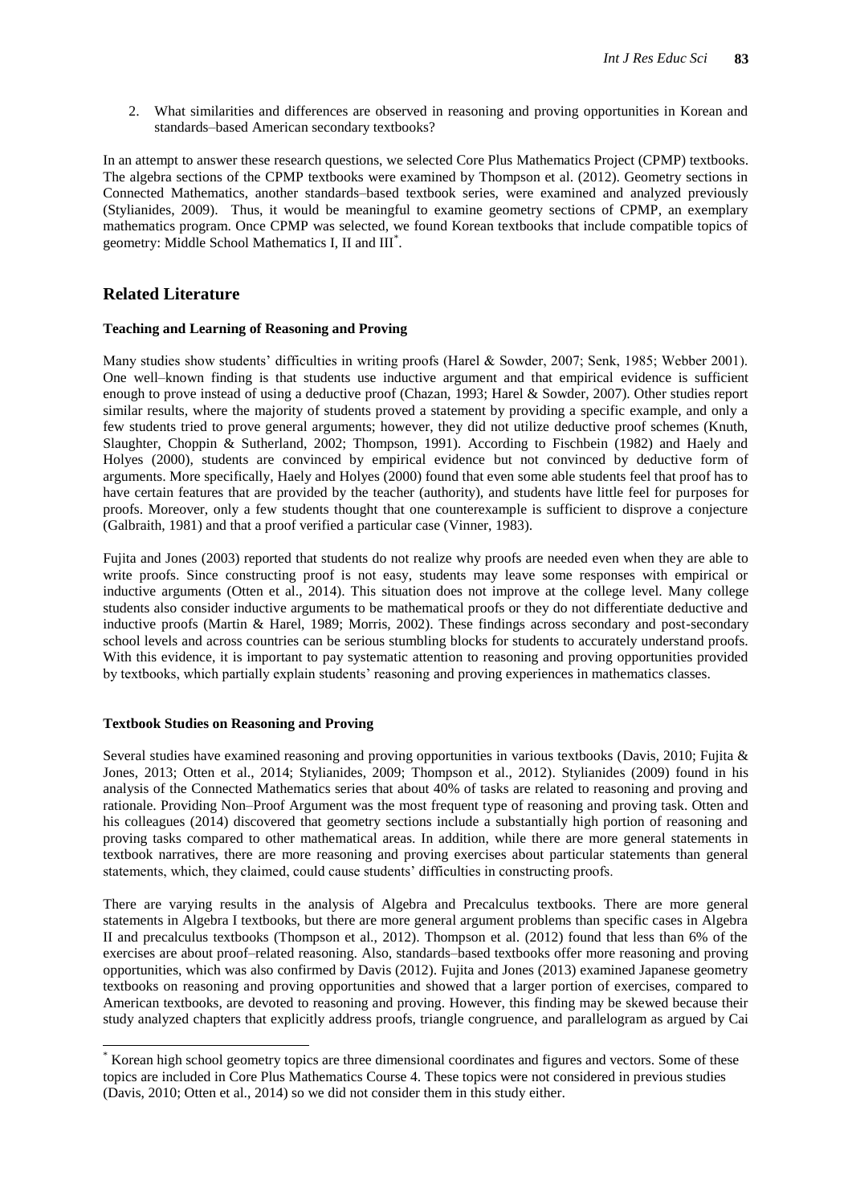2. What similarities and differences are observed in reasoning and proving opportunities in Korean and standards–based American secondary textbooks?

In an attempt to answer these research questions, we selected Core Plus Mathematics Project (CPMP) textbooks. The algebra sections of the CPMP textbooks were examined by Thompson et al. (2012). Geometry sections in Connected Mathematics, another standards–based textbook series, were examined and analyzed previously (Stylianides, 2009). Thus, it would be meaningful to examine geometry sections of CPMP, an exemplary mathematics program. Once CPMP was selected, we found Korean textbooks that include compatible topics of geometry: Middle School Mathematics I, II and III*.

## Related Literature

### Teaching and Learning of Reasoning and Proving

Many studies show students' difficulties in writing proofs (Harel & Sowder, 2007; Senk, 1985; Webber 2001). One well–known finding is that students use inductive argument and that empirical evidence is sufficient enough to prove instead of using a deductive proof (Chazan, 1993; Harel & Sowder, 2007). Other studies report similar results, where the majority of students proved a statement by providing a specific example, and only a few students tried to prove general arguments; however, they did not utilize deductive proof schemes (Knuth, Slaughter, Choppin & Sutherland, 2002; Thompson, 1991). According to Fischbein (1982) and Haely and Holyes (2000), students are convinced by empirical evidence but not convinced by deductive form of arguments. More specifically, Haely and Holyes (2000) found that even some able students feel that proof has to have certain features that are provided by the teacher (authority), and students have little feel for purposes for proofs. Moreover, only a few students thought that one counterexample is sufficient to disprove a conjecture (Galbraith, 1981) and that a proof verified a particular case (Vinner, 1983).

Fujita and Jones (2003) reported that students do not realize why proofs are needed even when they are able to write proofs. Since constructing proof is not easy, students may leave some responses with empirical or inductive arguments (Otten et al., 2014). This situation does not improve at the college level. Many college students also consider inductive arguments to be mathematical proofs or they do not differentiate deductive and inductive proofs (Martin & Harel, 1989; Morris, 2002). These findings across secondary and post-secondary school levels and across countries can be serious stumbling blocks for students to accurately understand proofs. With this evidence, it is important to pay systematic attention to reasoning and proving opportunities provided by textbooks, which partially explain students' reasoning and proving experiences in mathematics classes.

### Textbook Studies on Reasoning and Proving

Several studies have examined reasoning and proving opportunities in various textbooks (Davis, 2010; Fujita & Jones, 2013; Otten et al., 2014; Stylianides, 2009; Thompson et al., 2012). Stylianides (2009) found in his analysis of the Connected Mathematics series that about 40% of tasks are related to reasoning and proving and rationale. Providing Non–Proof Argument was the most frequent type of reasoning and proving task. Otten and his colleagues (2014) discovered that geometry sections include a substantially high portion of reasoning and proving tasks compared to other mathematical areas. In addition, while there are more general statements in textbook narratives, there are more reasoning and proving exercises about particular statements than general statements, which, they claimed, could cause students' difficulties in constructing proofs.

There are varying results in the analysis of Algebra and Precalculus textbooks. There are more general statements in Algebra I textbooks, but there are more general argument problems than specific cases in Algebra II and precalculus textbooks (Thompson et al., 2012). Thompson et al. (2012) found that less than 6% of the exercises are about proof–related reasoning. Also, standards–based textbooks offer more reasoning and proving opportunities, which was also confirmed by Davis (2012). Fujita and Jones (2013) examined Japanese geometry textbooks on reasoning and proving opportunities and showed that a larger portion of exercises, compared to American textbooks, are devoted to reasoning and proving. However, this finding may be skewed because their study analyzed chapters that explicitly address proofs, triangle congruence, and parallelogram as argued by Cai

---

* Korean high school geometry topics are three dimensional coordinates and figures and vectors. Some of these topics are included in Core Plus Mathematics Course 4. These topics were not considered in previous studies (Davis, 2010; Otten et al., 2014) so we did not consider them in this study either.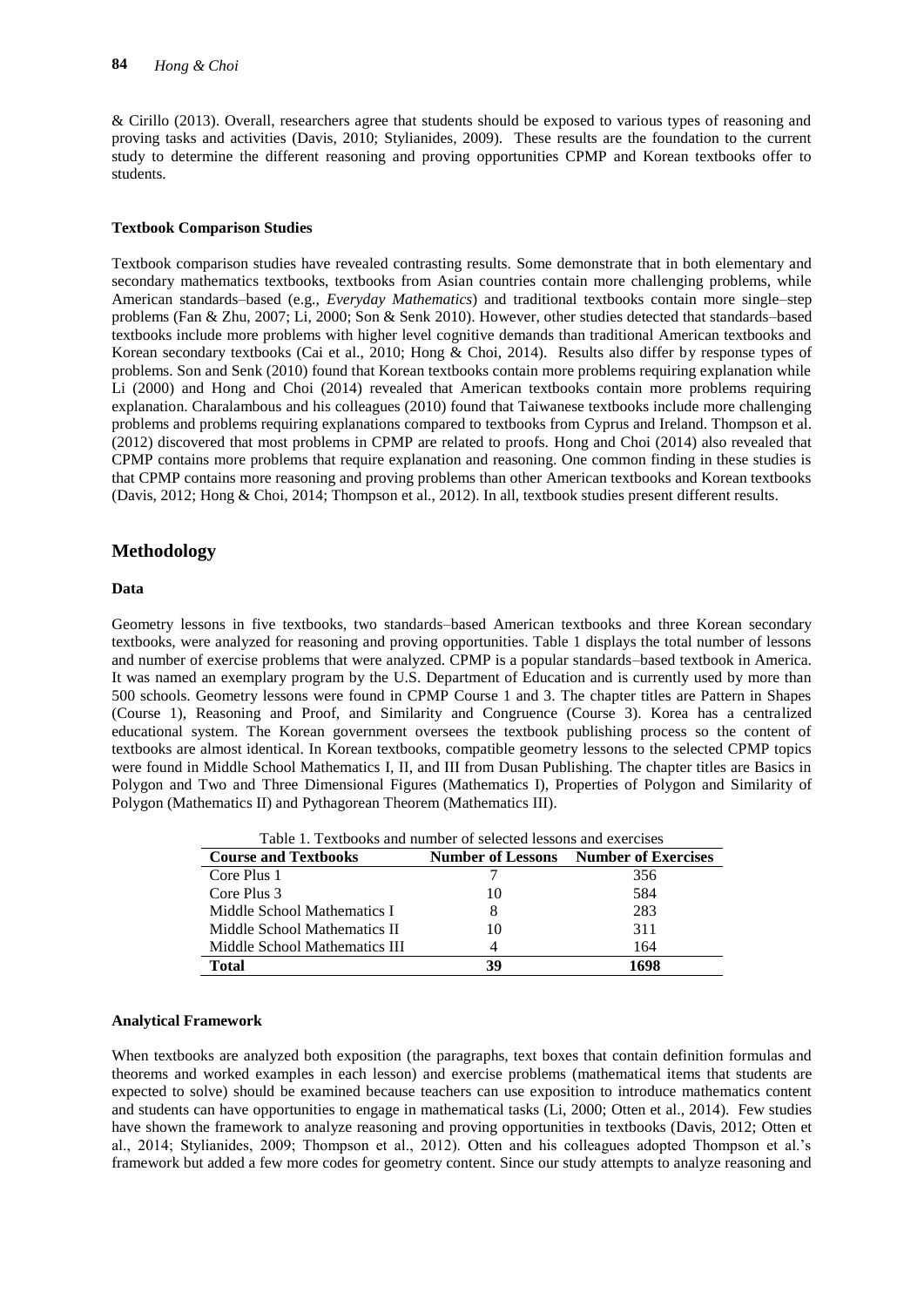& Cirillo (2013). Overall, researchers agree that students should be exposed to various types of reasoning and proving tasks and activities (Davis, 2010; Stylianides, 2009). These results are the foundation to the current study to determine the different reasoning and proving opportunities CPMP and Korean textbooks offer to students.

### Textbook Comparison Studies

Textbook comparison studies have revealed contrasting results. Some demonstrate that in both elementary and secondary mathematics textbooks, textbooks from Asian countries contain more challenging problems, while American standards–based (e.g., *Everyday Mathematics*) and traditional textbooks contain more single–step problems (Fan & Zhu, 2007; Li, 2000; Son & Senk 2010). However, other studies detected that standards–based textbooks include more problems with higher level cognitive demands than traditional American textbooks and Korean secondary textbooks (Cai et al., 2010; Hong & Choi, 2014). Results also differ by response types of problems. Son and Senk (2010) found that Korean textbooks contain more problems requiring explanation while Li (2000) and Hong and Choi (2014) revealed that American textbooks contain more problems requiring explanation. Charalambous and his colleagues (2010) found that Taiwanese textbooks include more challenging problems and problems requiring explanations compared to textbooks from Cyprus and Ireland. Thompson et al. (2012) discovered that most problems in CPMP are related to proofs. Hong and Choi (2014) also revealed that CPMP contains more problems that require explanation and reasoning. One common finding in these studies is that CPMP contains more reasoning and proving problems than other American textbooks and Korean textbooks (Davis, 2012; Hong & Choi, 2014; Thompson et al., 2012). In all, textbook studies present different results.

## Methodology

### Data

Geometry lessons in five textbooks, two standards–based American textbooks and three Korean secondary textbooks, were analyzed for reasoning and proving opportunities. Table 1 displays the total number of lessons and number of exercise problems that were analyzed. CPMP is a popular standards–based textbook in America. It was named an exemplary program by the U.S. Department of Education and is currently used by more than 500 schools. Geometry lessons were found in CPMP Course 1 and 3. The chapter titles are Pattern in Shapes (Course 1), Reasoning and Proof, and Similarity and Congruence (Course 3). Korea has a centralized educational system. The Korean government oversees the textbook publishing process so the content of textbooks are almost identical. In Korean textbooks, compatible geometry lessons to the selected CPMP topics were found in Middle School Mathematics I, II, and III from Dusan Publishing. The chapter titles are Basics in Polygon and Two and Three Dimensional Figures (Mathematics I), Properties of Polygon and Similarity of Polygon (Mathematics II) and Pythagorean Theorem (Mathematics III).

Table 1. Textbooks and number of selected lessons and exercises

| Course and Textbooks | Number of Lessons | Number of Exercises |
|---|---|---|
| Core Plus 1 | 7 | 356 |
| Core Plus 3 | 10 | 584 |
| Middle School Mathematics I | 8 | 283 |
| Middle School Mathematics II | 10 | 311 |
| Middle School Mathematics III | 4 | 164 |
| **Total** | **39** | **1698** |

### Analytical Framework

When textbooks are analyzed both exposition (the paragraphs, text boxes that contain definition formulas and theorems and worked examples in each lesson) and exercise problems (mathematical items that students are expected to solve) should be examined because teachers can use exposition to introduce mathematics content and students can have opportunities to engage in mathematical tasks (Li, 2000; Otten et al., 2014). Few studies have shown the framework to analyze reasoning and proving opportunities in textbooks (Davis, 2012; Otten et al., 2014; Stylianides, 2009; Thompson et al., 2012). Otten and his colleagues adopted Thompson et al.'s framework but added a few more codes for geometry content. Since our study attempts to analyze reasoning and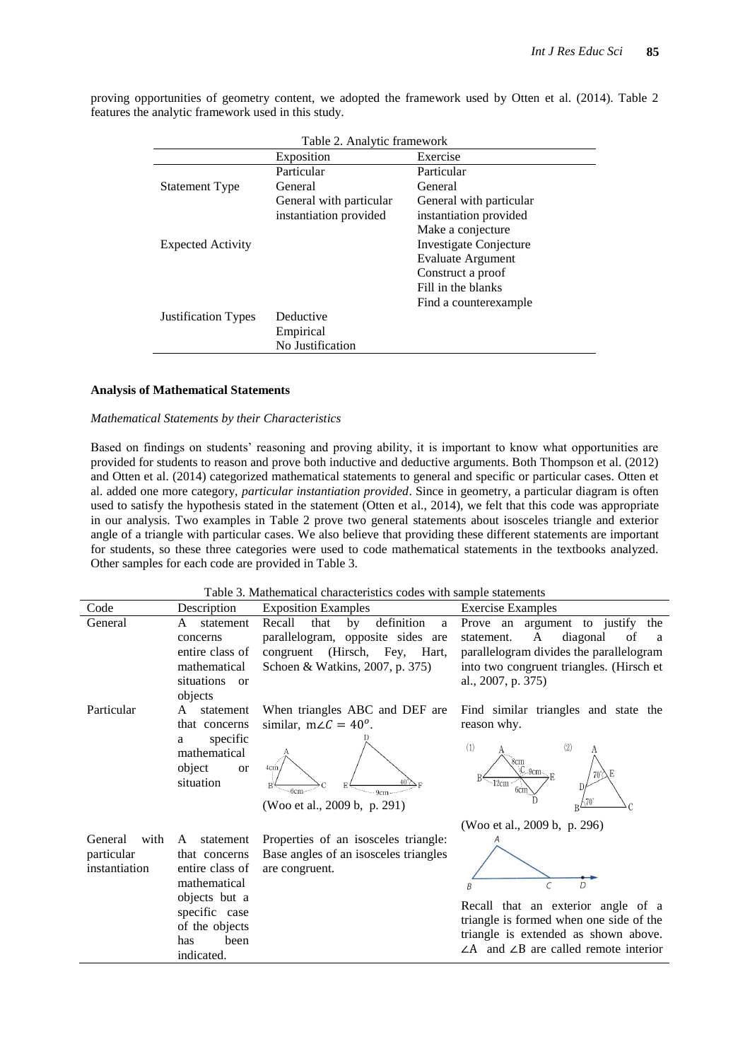proving opportunities of geometry content, we adopted the framework used by Otten et al. (2014). Table 2 features the analytic framework used in this study.

Table 2. Analytic framework

| | Exposition | Exercise |
|---|---|---|
| Statement Type | Particular<br>General<br>General with particular instantiation provided | Particular<br>General<br>General with particular instantiation provided |
| Expected Activity | | Make a conjecture<br>Investigate Conjecture<br>Evaluate Argument<br>Construct a proof<br>Fill in the blanks<br>Find a counterexample |
| Justification Types | Deductive<br>Empirical<br>No Justification | |

### Analysis of Mathematical Statements

#### *Mathematical Statements by their Characteristics*

Based on findings on students' reasoning and proving ability, it is important to know what opportunities are provided for students to reason and prove both inductive and deductive arguments. Both Thompson et al. (2012) and Otten et al. (2014) categorized mathematical statements to general and specific or particular cases. Otten et al. added one more category, *particular instantiation provided*. Since in geometry, a particular diagram is often used to satisfy the hypothesis stated in the statement (Otten et al., 2014), we felt that this code was appropriate in our analysis. Two examples in Table 2 prove two general statements about isosceles triangle and exterior angle of a triangle with particular cases. We also believe that providing these different statements are important for students, so these three categories were used to code mathematical statements in the textbooks analyzed. Other samples for each code are provided in Table 3.

Table 3. Mathematical characteristics codes with sample statements

| Code | Description | Exposition Examples | Exercise Examples |
|---|---|---|---|
| General | A statement concerns entire class of mathematical situations or objects | Recall that by definition a parallelogram, opposite sides are congruent (Hirsch, Fey, Hart, Schoen & Watkins, 2007, p. 375) | Prove an argument to justify the statement. A diagonal of a parallelogram divides the parallelogram into two congruent triangles. (Hirsch et al., 2007, p. 375) |
| Particular | A statement that concerns a specific mathematical object or situation | When triangles ABC and DEF are similar, $m\angle C = 40^o$.<br>(Woo et al., 2009 b, p. 291) | Find similar triangles and state the reason why.<br>(Woo et al., 2009 b, p. 296) |
| General with particular instantiation | A statement that concerns entire class of mathematical objects but a specific case of the objects has been indicated. | Properties of an isosceles triangle: Base angles of an isosceles triangles are congruent. | Recall that an exterior angle of a triangle is formed when one side of the triangle is extended as shown above. $\angle A$ and $\angle B$ are called remote interior |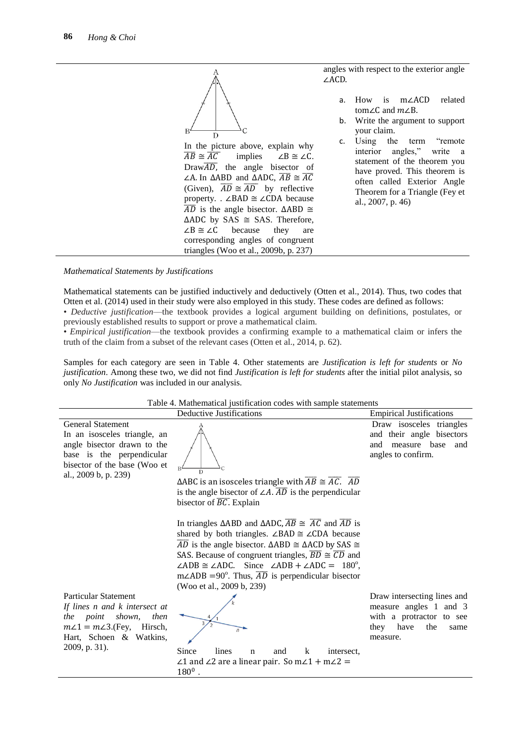| | |
|---|---|
| In the picture above, explain why $\overline{AB} \cong \overline{AC}$ implies $\angle B \cong \angle C$. Draw $\overline{AD}$, the angle bisector of $\angle A$. In $\Delta ABD$ and $\Delta ADC$, $\overline{AB} \cong \overline{AC}$ (Given), $\overline{AD} \cong \overline{AD}$ by reflective property. . $\angle BAD \cong \angle CDA$ because $\overline{AD}$ is the angle bisector. $\Delta ABD \cong \Delta ADC$ by SAS $\cong$ SAS. Therefore, $\angle B \cong \angle C$ because they are corresponding angles of congruent triangles (Woo et al., 2009b, p. 237) | angles with respect to the exterior angle $\angle ACD$.<br><br>a. How is $m\angle ACD$ related to $m\angle C$ and $m\angle B$.<br>b. Write the argument to support your claim.<br>c. Using the term "remote interior angles," write a statement of the theorem you have proved. This theorem is often called Exterior Angle Theorem for a Triangle (Fey et al., 2007, p. 46) |

*Mathematical Statements by Justifications*

Mathematical statements can be justified inductively and deductively (Otten et al., 2014). Thus, two codes that Otten et al. (2014) used in their study were also employed in this study. These codes are defined as follows:

• *Deductive justification*—the textbook provides a logical argument building on definitions, postulates, or previously established results to support or prove a mathematical claim.

• *Empirical justification*—the textbook provides a confirming example to a mathematical claim or infers the truth of the claim from a subset of the relevant cases (Otten et al., 2014, p. 62).

Samples for each category are seen in Table 4. Other statements are *Justification is left for students* or *No justification*. Among these two, we did not find *Justification is left for students* after the initial pilot analysis, so only *No Justification* was included in our analysis.

Table 4. Mathematical justification codes with sample statements

| | Deductive Justifications | Empirical Justifications |
|---|---|---|
| General Statement<br>In an isosceles triangle, an angle bisector drawn to the base is the perpendicular bisector of the base (Woo et al., 2009 b, p. 239) | $\Delta ABC$ is an isosceles triangle with $\overline{AB} \cong \overline{AC}$. $\overline{AD}$ is the angle bisector of $\angle A$. $\overline{AD}$ is the perpendicular bisector of $\overline{BC}$. Explain<br><br>In triangles $\Delta ABD$ and $\Delta ADC$, $\overline{AB} \cong \overline{AC}$ and $\overline{AD}$ is shared by both triangles. $\angle BAD \cong \angle CDA$ because $\overline{AD}$ is the angle bisector. $\Delta ABD \cong \Delta ACD$ by SAS $\cong$ SAS. Because of congruent triangles, $\overline{BD} \cong \overline{CD}$ and $\angle ADB \cong \angle ADC$. Since $\angle ADB + \angle ADC = 180^o$, $m\angle ADB = 90^o$. Thus, $\overline{AD}$ is perpendicular bisector (Woo et al., 2009 b, 239) | Draw isosceles triangles and their angle bisectors and measure base and angles to confirm. |
| Particular Statement<br>*If lines n and k intersect at the point shown, then* $m\angle 1 = m\angle 3$.(Fey, Hirsch, Hart, Schoen & Watkins, 2009, p. 31). | Since lines n and k intersect, $\angle 1$ and $\angle 2$ are a linear pair. So $m\angle 1 + m\angle 2 = 180^0$ . | Draw intersecting lines and measure angles 1 and 3 with a protractor to see they have the same measure. |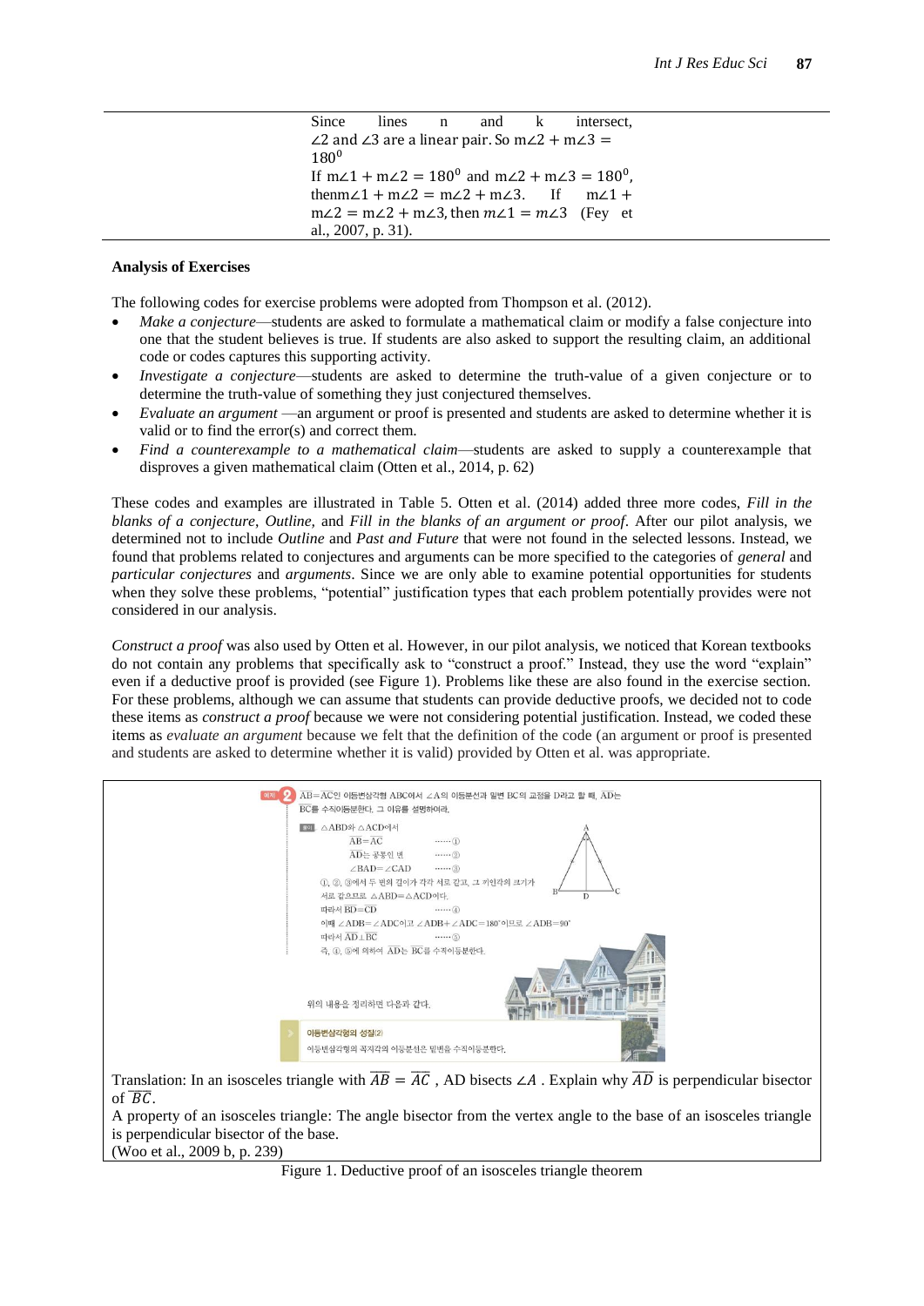| | Since lines n and k intersect, $\angle 2$ and $\angle 3$ are a linear pair. So $m\angle 2 + m\angle 3 = 180^0$ If $m\angle 1 + m\angle 2 = 180^0$ and $m\angle 2 + m\angle 3 = 180^0$, then $m\angle 1 + m\angle 2 = m\angle 2 + m\angle 3$. If $m\angle 1 + m\angle 2 = m\angle 2 + m\angle 3$, then $m\angle 1 = m\angle 3$ (Fey et al., 2007, p. 31). |
|---|---|

**Analysis of Exercises**

The following codes for exercise problems were adopted from Thompson et al. (2012).

- *Make a conjecture*—students are asked to formulate a mathematical claim or modify a false conjecture into one that the student believes is true. If students are also asked to support the resulting claim, an additional code or codes captures this supporting activity.
- *Investigate a conjecture*—students are asked to determine the truth-value of a given conjecture or to determine the truth-value of something they just conjectured themselves.
- *Evaluate an argument* —an argument or proof is presented and students are asked to determine whether it is valid or to find the error(s) and correct them.
- *Find a counterexample to a mathematical claim*—students are asked to supply a counterexample that disproves a given mathematical claim (Otten et al., 2014, p. 62)

These codes and examples are illustrated in Table 5. Otten et al. (2014) added three more codes, *Fill in the blanks of a conjecture, Outline,* and *Fill in the blanks of an argument or proof*. After our pilot analysis, we determined not to include *Outline* and *Past and Future* that were not found in the selected lessons. Instead, we found that problems related to conjectures and arguments can be more specified to the categories of *general* and *particular conjectures* and *arguments*. Since we are only able to examine potential opportunities for students when they solve these problems, "potential" justification types that each problem potentially provides were not considered in our analysis.

*Construct a proof* was also used by Otten et al. However, in our pilot analysis, we noticed that Korean textbooks do not contain any problems that specifically ask to "construct a proof." Instead, they use the word "explain" even if a deductive proof is provided (see Figure 1). Problems like these are also found in the exercise section. For these problems, although we can assume that students can provide deductive proofs, we decided not to code these items as *construct a proof* because we were not considering potential justification. Instead, we coded these items as *evaluate an argument* because we felt that the definition of the code (an argument or proof is presented and students are asked to determine whether it is valid) provided by Otten et al. was appropriate.

예제 2 $\overline{AB}=\overline{AC}$인 이등변삼각형 ABC에서 ∠A의 이등분선과 밑변 BC의 교점을 D라고 할 때, $\overline{AD}$는 $\overline{BC}$를 수직이등분한다. 그 이유를 설명하여라.

풀이 △ABD와 △ACD에서

$\overline{AB}=\overline{AC}$ ……①

$\overline{AD}$는 공통인 변 ……②

∠BAD=∠CAD ……③

①, ②, ③에서 두 변의 길이가 각각 서로 같고, 그 끼인각의 크기가 서로 같으므로 △ABD≡△ACD이다.

따라서 $\overline{BD}=\overline{CD}$ ……④

이때 ∠ADB=∠ADC이고 ∠ADB+∠ADC=180°이므로 ∠ADB=90°

따라서 $\overline{AD}\perp\overline{BC}$ ……⑤

즉, ④, ⑤에 의하여 $\overline{AD}$는 $\overline{BC}$를 수직이등분한다.

위의 내용을 정리하면 다음과 같다.

이등변삼각형의 성질(2)

이등변삼각형의 꼭지각의 이등분선은 밑변을 수직이등분한다.

Translation: In an isosceles triangle with $\overline{AB} = \overline{AC}$, AD bisects $\angle A$. Explain why $\overline{AD}$ is perpendicular bisector of $\overline{BC}$.

A property of an isosceles triangle: The angle bisector from the vertex angle to the base of an isosceles triangle is perpendicular bisector of the base.

(Woo et al., 2009 b, p. 239)

Figure 1. Deductive proof of an isosceles triangle theorem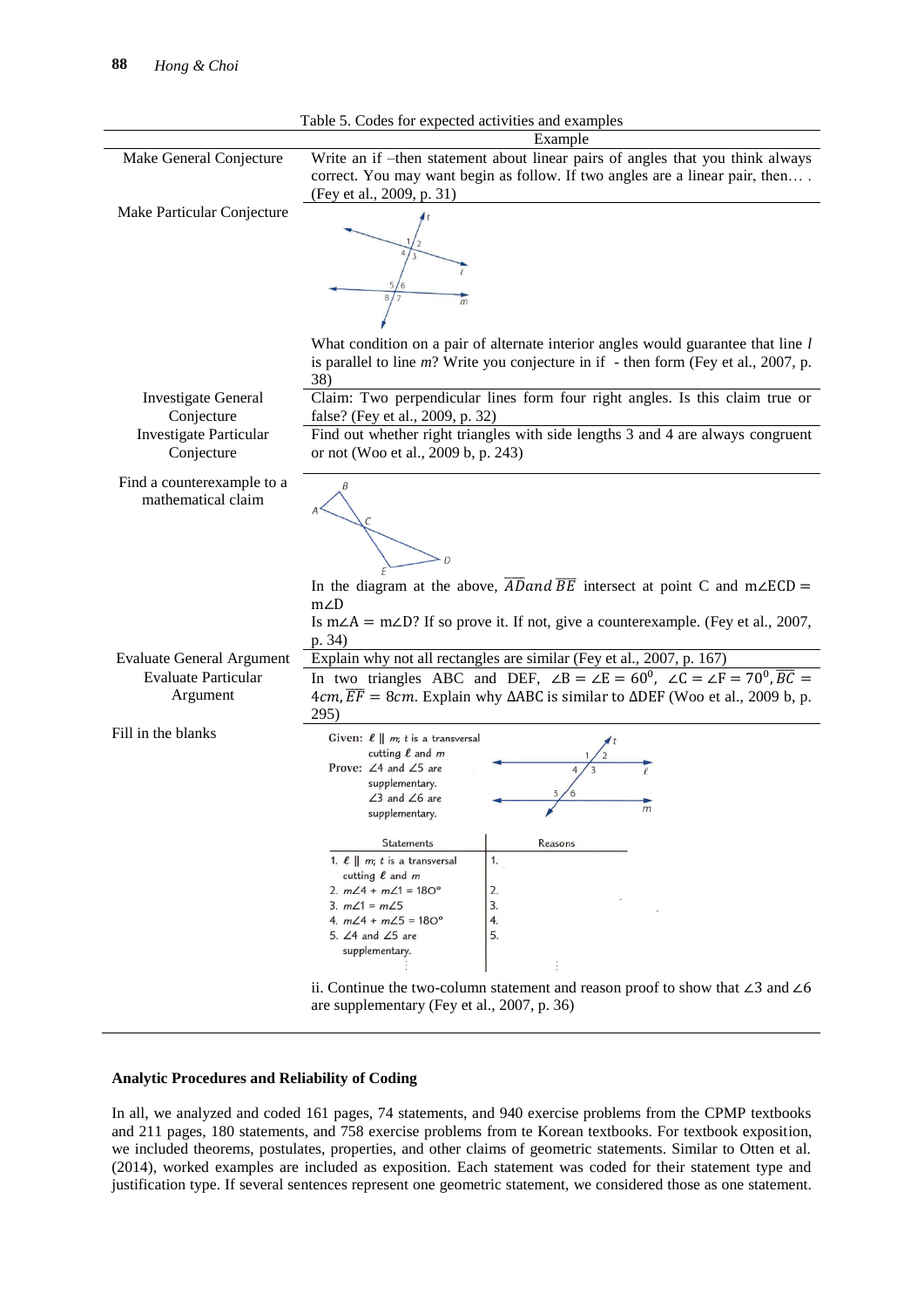Table 5. Codes for expected activities and examples

| | Example |
|---|---|
| Make General Conjecture | Write an if –then statement about linear pairs of angles that you think always correct. You may want begin as follow. If two angles are a linear pair, then… . (Fey et al., 2009, p. 31) |
| Make Particular Conjecture | What condition on a pair of alternate interior angles would guarantee that line $l$ is parallel to line $m$? Write you conjecture in if - then form (Fey et al., 2007, p. 38) |
| Investigate General Conjecture | Claim: Two perpendicular lines form four right angles. Is this claim true or false? (Fey et al., 2009, p. 32) |
| Investigate Particular Conjecture | Find out whether right triangles with side lengths 3 and 4 are always congruent or not (Woo et al., 2009 b, p. 243) |
| Find a counterexample to a mathematical claim | In the diagram at the above, $\overline{AD}$ and $\overline{BE}$ intersect at point C and m∠ECD = m∠D<br>Is m∠A = m∠D? If so prove it. If not, give a counterexample. (Fey et al., 2007, p. 34) |
| Evaluate General Argument | Explain why not all rectangles are similar (Fey et al., 2007, p. 167) |
| Evaluate Particular Argument | In two triangles ABC and DEF, $\angle B = \angle E = 60^0$, $\angle C = \angle F = 70^0$, $\overline{BC} = 4cm$, $\overline{EF} = 8cm$. Explain why ΔABC is similar to ΔDEF (Woo et al., 2009 b, p. 295) |
| Fill in the blanks | Given: $\ell \parallel m$; $t$ is a transversal cutting $\ell$ and $m$<br>Prove: ∠4 and ∠5 are supplementary. ∠3 and ∠6 are supplementary.<br>Statements / Reasons<br>1. $\ell \parallel m$; $t$ is a transversal cutting $\ell$ and $m$ / 1.<br>2. $m\angle 4 + m\angle 1 = 180°$ / 2.<br>3. $m\angle 1 = m\angle 5$ / 3.<br>4. $m\angle 4 + m\angle 5 = 180°$ / 4.<br>5. ∠4 and ∠5 are supplementary. / 5.<br>⋮<br>ii. Continue the two-column statement and reason proof to show that ∠3 and ∠6 are supplementary (Fey et al., 2007, p. 36) |

### Analytic Procedures and Reliability of Coding

In all, we analyzed and coded 161 pages, 74 statements, and 940 exercise problems from the CPMP textbooks and 211 pages, 180 statements, and 758 exercise problems from te Korean textbooks. For textbook exposition, we included theorems, postulates, properties, and other claims of geometric statements. Similar to Otten et al. (2014), worked examples are included as exposition. Each statement was coded for their statement type and justification type. If several sentences represent one geometric statement, we considered those as one statement.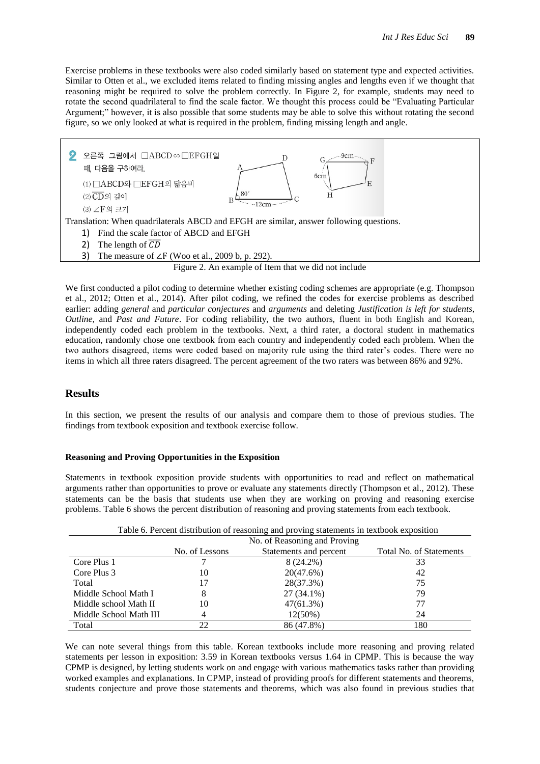Exercise problems in these textbooks were also coded similarly based on statement type and expected activities. Similar to Otten et al., we excluded items related to finding missing angles and lengths even if we thought that reasoning might be required to solve the problem correctly. In Figure 2, for example, students may need to rotate the second quadrilateral to find the scale factor. We thought this process could be "Evaluating Particular Argument;" however, it is also possible that some students may be able to solve this without rotating the second figure, so we only looked at what is required in the problem, finding missing length and angle.

**2** 오른쪽 그림에서 □ABCD∽□EFGH일 때, 다음을 구하여라.

(1) □ABCD와 □EFGH의 닮음비

(2) $\overline{CD}$의 길이

(3) ∠F의 크기

Translation: When quadrilaterals ABCD and EFGH are similar, answer following questions.

1) Find the scale factor of ABCD and EFGH
2) The length of $\overline{CD}$
3) The measure of ∠F (Woo et al., 2009 b, p. 292).

Figure 2. An example of Item that we did not include

We first conducted a pilot coding to determine whether existing coding schemes are appropriate (e.g. Thompson et al., 2012; Otten et al., 2014). After pilot coding, we refined the codes for exercise problems as described earlier: adding *general* and *particular conjectures* and *arguments* and deleting *Justification is left for students, Outline,* and *Past and Future*. For coding reliability, the two authors, fluent in both English and Korean, independently coded each problem in the textbooks. Next, a third rater, a doctoral student in mathematics education, randomly chose one textbook from each country and independently coded each problem. When the two authors disagreed, items were coded based on majority rule using the third rater's codes. There were no items in which all three raters disagreed. The percent agreement of the two raters was between 86% and 92%.

## Results

In this section, we present the results of our analysis and compare them to those of previous studies. The findings from textbook exposition and textbook exercise follow.

### Reasoning and Proving Opportunities in the Exposition

Statements in textbook exposition provide students with opportunities to read and reflect on mathematical arguments rather than opportunities to prove or evaluate any statements directly (Thompson et al., 2012). These statements can be the basis that students use when they are working on proving and reasoning exercise problems. Table 6 shows the percent distribution of reasoning and proving statements from each textbook.

Table 6. Percent distribution of reasoning and proving statements in textbook exposition

| | No. of Lessons | No. of Reasoning and Proving Statements and percent | Total No. of Statements |
|---|---|---|---|
| Core Plus 1 | 7 | 8 (24.2%) | 33 |
| Core Plus 3 | 10 | 20(47.6%) | 42 |
| Total | 17 | 28(37.3%) | 75 |
| Middle School Math I | 8 | 27 (34.1%) | 79 |
| Middle school Math II | 10 | 47(61.3%) | 77 |
| Middle School Math III | 4 | 12(50%) | 24 |
| Total | 22 | 86 (47.8%) | 180 |

We can note several things from this table. Korean textbooks include more reasoning and proving related statements per lesson in exposition: 3.59 in Korean textbooks versus 1.64 in CPMP. This is because the way CPMP is designed, by letting students work on and engage with various mathematics tasks rather than providing worked examples and explanations. In CPMP, instead of providing proofs for different statements and theorems, students conjecture and prove those statements and theorems, which was also found in previous studies that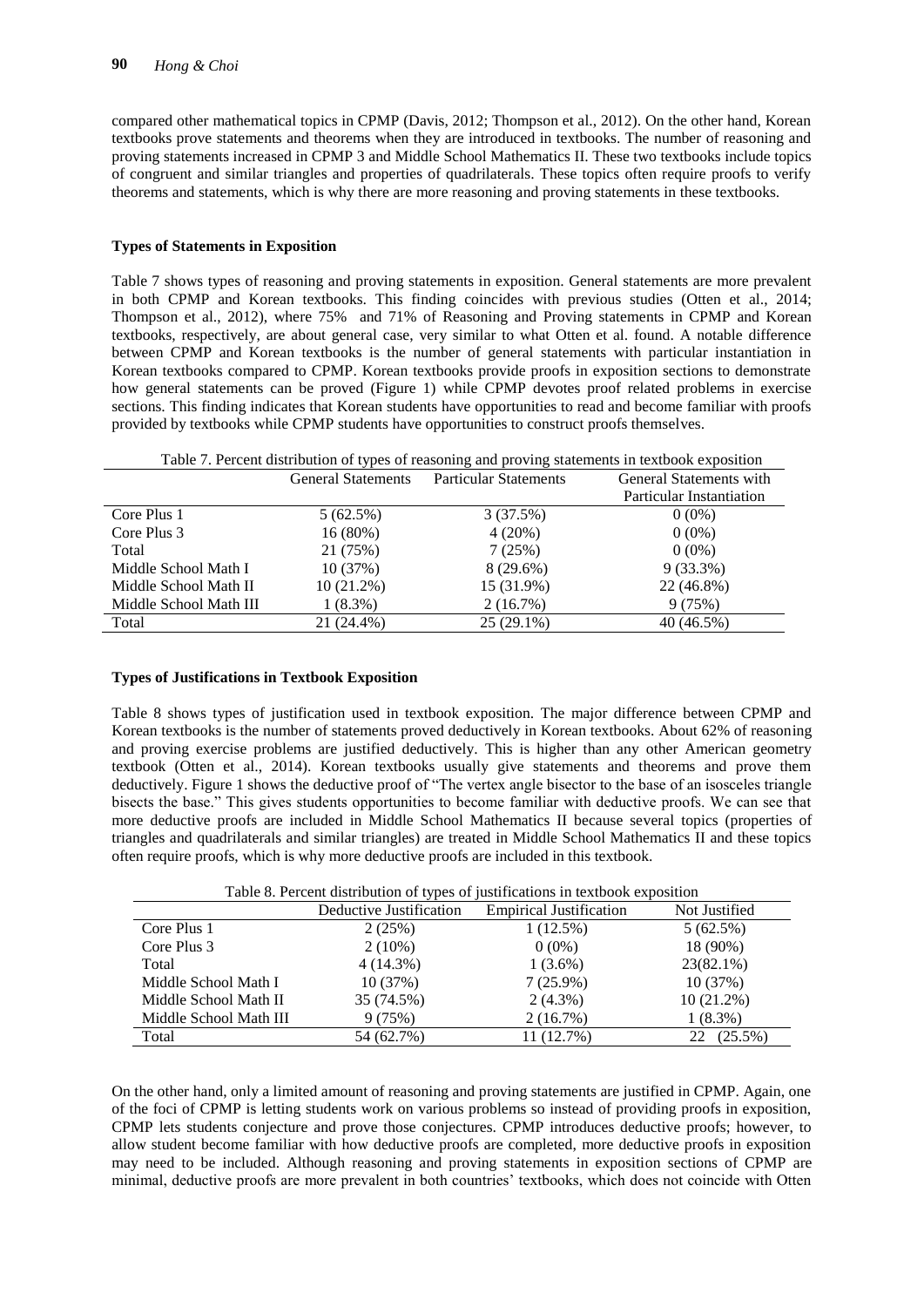compared other mathematical topics in CPMP (Davis, 2012; Thompson et al., 2012). On the other hand, Korean textbooks prove statements and theorems when they are introduced in textbooks. The number of reasoning and proving statements increased in CPMP 3 and Middle School Mathematics II. These two textbooks include topics of congruent and similar triangles and properties of quadrilaterals. These topics often require proofs to verify theorems and statements, which is why there are more reasoning and proving statements in these textbooks.

**Types of Statements in Exposition**

Table 7 shows types of reasoning and proving statements in exposition. General statements are more prevalent in both CPMP and Korean textbooks. This finding coincides with previous studies (Otten et al., 2014; Thompson et al., 2012), where 75% and 71% of Reasoning and Proving statements in CPMP and Korean textbooks, respectively, are about general case, very similar to what Otten et al. found. A notable difference between CPMP and Korean textbooks is the number of general statements with particular instantiation in Korean textbooks compared to CPMP. Korean textbooks provide proofs in exposition sections to demonstrate how general statements can be proved (Figure 1) while CPMP devotes proof related problems in exercise sections. This finding indicates that Korean students have opportunities to read and become familiar with proofs provided by textbooks while CPMP students have opportunities to construct proofs themselves.

Table 7. Percent distribution of types of reasoning and proving statements in textbook exposition

| | General Statements | Particular Statements | General Statements with Particular Instantiation |
|---|---|---|---|
| Core Plus 1 | 5 (62.5%) | 3 (37.5%) | 0 (0%) |
| Core Plus 3 | 16 (80%) | 4 (20%) | 0 (0%) |
| Total | 21 (75%) | 7 (25%) | 0 (0%) |
| Middle School Math I | 10 (37%) | 8 (29.6%) | 9 (33.3%) |
| Middle School Math II | 10 (21.2%) | 15 (31.9%) | 22 (46.8%) |
| Middle School Math III | 1 (8.3%) | 2 (16.7%) | 9 (75%) |
| Total | 21 (24.4%) | 25 (29.1%) | 40 (46.5%) |

**Types of Justifications in Textbook Exposition**

Table 8 shows types of justification used in textbook exposition. The major difference between CPMP and Korean textbooks is the number of statements proved deductively in Korean textbooks. About 62% of reasoning and proving exercise problems are justified deductively. This is higher than any other American geometry textbook (Otten et al., 2014). Korean textbooks usually give statements and theorems and prove them deductively. Figure 1 shows the deductive proof of "The vertex angle bisector to the base of an isosceles triangle bisects the base." This gives students opportunities to become familiar with deductive proofs. We can see that more deductive proofs are included in Middle School Mathematics II because several topics (properties of triangles and quadrilaterals and similar triangles) are treated in Middle School Mathematics II and these topics often require proofs, which is why more deductive proofs are included in this textbook.

Table 8. Percent distribution of types of justifications in textbook exposition

| | Deductive Justification | Empirical Justification | Not Justified |
|---|---|---|---|
| Core Plus 1 | 2 (25%) | 1 (12.5%) | 5 (62.5%) |
| Core Plus 3 | 2 (10%) | 0 (0%) | 18 (90%) |
| Total | 4 (14.3%) | 1 (3.6%) | 23(82.1%) |
| Middle School Math I | 10 (37%) | 7 (25.9%) | 10 (37%) |
| Middle School Math II | 35 (74.5%) | 2 (4.3%) | 10 (21.2%) |
| Middle School Math III | 9 (75%) | 2 (16.7%) | 1 (8.3%) |
| Total | 54 (62.7%) | 11 (12.7%) | 22 (25.5%) |

On the other hand, only a limited amount of reasoning and proving statements are justified in CPMP. Again, one of the foci of CPMP is letting students work on various problems so instead of providing proofs in exposition, CPMP lets students conjecture and prove those conjectures. CPMP introduces deductive proofs; however, to allow student become familiar with how deductive proofs are completed, more deductive proofs in exposition may need to be included. Although reasoning and proving statements in exposition sections of CPMP are minimal, deductive proofs are more prevalent in both countries' textbooks, which does not coincide with Otten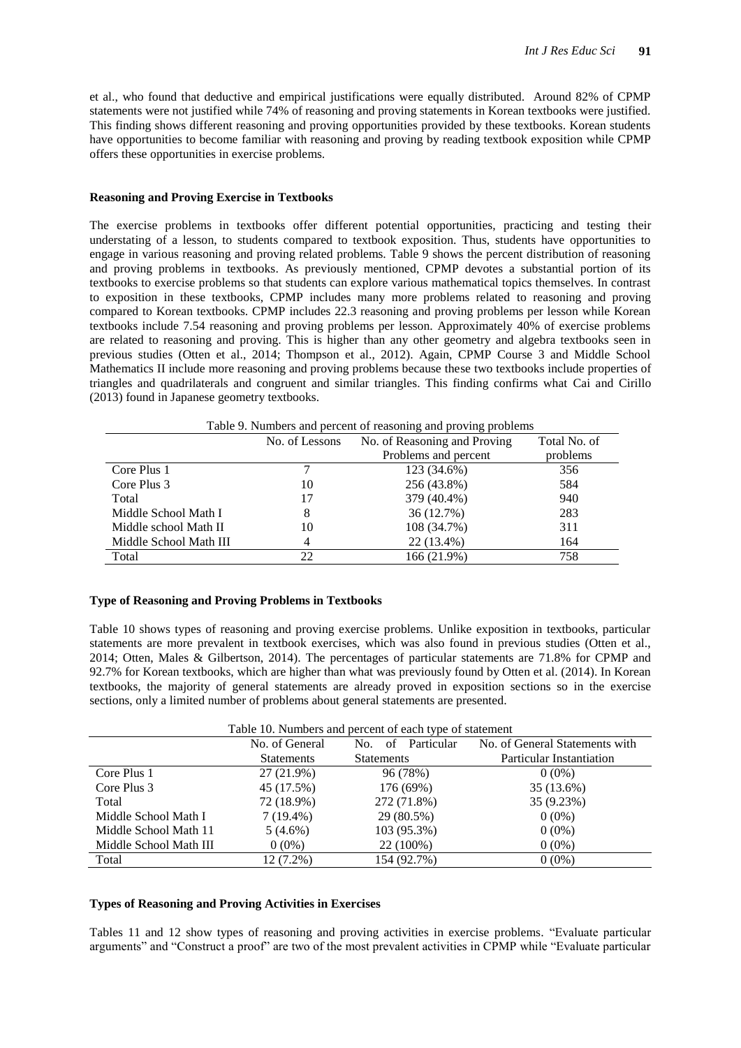et al., who found that deductive and empirical justifications were equally distributed. Around 82% of CPMP statements were not justified while 74% of reasoning and proving statements in Korean textbooks were justified. This finding shows different reasoning and proving opportunities provided by these textbooks. Korean students have opportunities to become familiar with reasoning and proving by reading textbook exposition while CPMP offers these opportunities in exercise problems.

### Reasoning and Proving Exercise in Textbooks

The exercise problems in textbooks offer different potential opportunities, practicing and testing their understating of a lesson, to students compared to textbook exposition. Thus, students have opportunities to engage in various reasoning and proving related problems. Table 9 shows the percent distribution of reasoning and proving problems in textbooks. As previously mentioned, CPMP devotes a substantial portion of its textbooks to exercise problems so that students can explore various mathematical topics themselves. In contrast to exposition in these textbooks, CPMP includes many more problems related to reasoning and proving compared to Korean textbooks. CPMP includes 22.3 reasoning and proving problems per lesson while Korean textbooks include 7.54 reasoning and proving problems per lesson. Approximately 40% of exercise problems are related to reasoning and proving. This is higher than any other geometry and algebra textbooks seen in previous studies (Otten et al., 2014; Thompson et al., 2012). Again, CPMP Course 3 and Middle School Mathematics II include more reasoning and proving problems because these two textbooks include properties of triangles and quadrilaterals and congruent and similar triangles. This finding confirms what Cai and Cirillo (2013) found in Japanese geometry textbooks.

Table 9. Numbers and percent of reasoning and proving problems

| | No. of Lessons | No. of Reasoning and Proving Problems and percent | Total No. of problems |
|---|---|---|---|
| Core Plus 1 | 7 | 123 (34.6%) | 356 |
| Core Plus 3 | 10 | 256 (43.8%) | 584 |
| Total | 17 | 379 (40.4%) | 940 |
| Middle School Math I | 8 | 36 (12.7%) | 283 |
| Middle school Math II | 10 | 108 (34.7%) | 311 |
| Middle School Math III | 4 | 22 (13.4%) | 164 |
| Total | 22 | 166 (21.9%) | 758 |

### Type of Reasoning and Proving Problems in Textbooks

Table 10 shows types of reasoning and proving exercise problems. Unlike exposition in textbooks, particular statements are more prevalent in textbook exercises, which was also found in previous studies (Otten et al., 2014; Otten, Males & Gilbertson, 2014). The percentages of particular statements are 71.8% for CPMP and 92.7% for Korean textbooks, which are higher than what was previously found by Otten et al. (2014). In Korean textbooks, the majority of general statements are already proved in exposition sections so in the exercise sections, only a limited number of problems about general statements are presented.

Table 10. Numbers and percent of each type of statement

| | No. of General Statements | No. of Particular Statements | No. of General Statements with Particular Instantiation |
|---|---|---|---|
| Core Plus 1 | 27 (21.9%) | 96 (78%) | 0 (0%) |
| Core Plus 3 | 45 (17.5%) | 176 (69%) | 35 (13.6%) |
| Total | 72 (18.9%) | 272 (71.8%) | 35 (9.23%) |
| Middle School Math I | 7 (19.4%) | 29 (80.5%) | 0 (0%) |
| Middle School Math 11 | 5 (4.6%) | 103 (95.3%) | 0 (0%) |
| Middle School Math III | 0 (0%) | 22 (100%) | 0 (0%) |
| Total | 12 (7.2%) | 154 (92.7%) | 0 (0%) |

### Types of Reasoning and Proving Activities in Exercises

Tables 11 and 12 show types of reasoning and proving activities in exercise problems. "Evaluate particular arguments" and "Construct a proof" are two of the most prevalent activities in CPMP while "Evaluate particular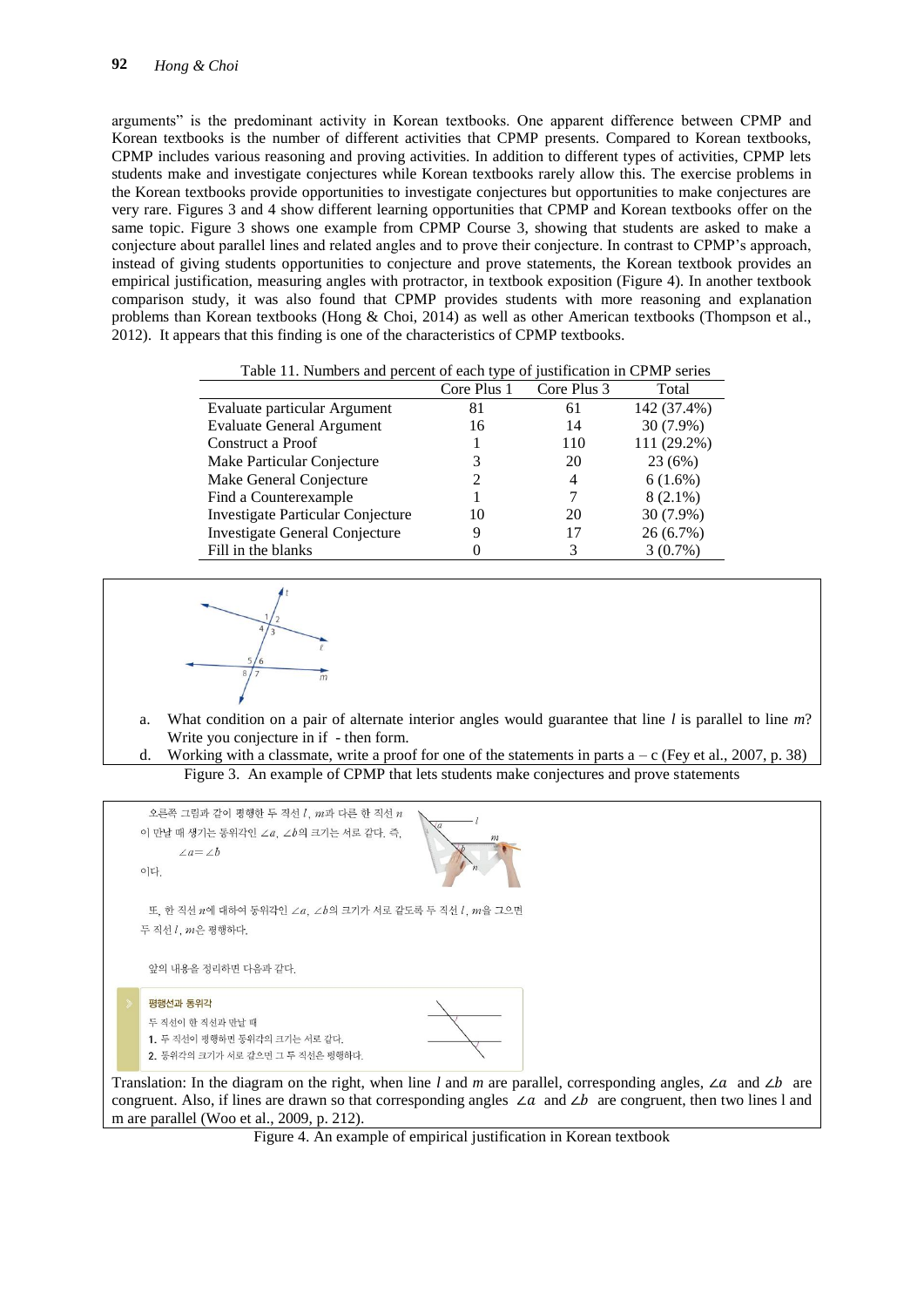arguments" is the predominant activity in Korean textbooks. One apparent difference between CPMP and Korean textbooks is the number of different activities that CPMP presents. Compared to Korean textbooks, CPMP includes various reasoning and proving activities. In addition to different types of activities, CPMP lets students make and investigate conjectures while Korean textbooks rarely allow this. The exercise problems in the Korean textbooks provide opportunities to investigate conjectures but opportunities to make conjectures are very rare. Figures 3 and 4 show different learning opportunities that CPMP and Korean textbooks offer on the same topic. Figure 3 shows one example from CPMP Course 3, showing that students are asked to make a conjecture about parallel lines and related angles and to prove their conjecture. In contrast to CPMP's approach, instead of giving students opportunities to conjecture and prove statements, the Korean textbook provides an empirical justification, measuring angles with protractor, in textbook exposition (Figure 4). In another textbook comparison study, it was also found that CPMP provides students with more reasoning and explanation problems than Korean textbooks (Hong & Choi, 2014) as well as other American textbooks (Thompson et al., 2012). It appears that this finding is one of the characteristics of CPMP textbooks.

Table 11. Numbers and percent of each type of justification in CPMP series

| | Core Plus 1 | Core Plus 3 | Total |
|---|---|---|---|
| Evaluate particular Argument | 81 | 61 | 142 (37.4%) |
| Evaluate General Argument | 16 | 14 | 30 (7.9%) |
| Construct a Proof | 1 | 110 | 111 (29.2%) |
| Make Particular Conjecture | 3 | 20 | 23 (6%) |
| Make General Conjecture | 2 | 4 | 6 (1.6%) |
| Find a Counterexample | 1 | 7 | 8 (2.1%) |
| Investigate Particular Conjecture | 10 | 20 | 30 (7.9%) |
| Investigate General Conjecture | 9 | 17 | 26 (6.7%) |
| Fill in the blanks | 0 | 3 | 3 (0.7%) |

a. What condition on a pair of alternate interior angles would guarantee that line *l* is parallel to line *m*? Write you conjecture in if - then form.

d. Working with a classmate, write a proof for one of the statements in parts a – c (Fey et al., 2007, p. 38)

Figure 3. An example of CPMP that lets students make conjectures and prove statements

오른쪽 그림과 같이 평행한 두 직선 $l$, $m$과 다른 한 직선 $n$이 만날 때 생기는 동위각인 $\angle a$, $\angle b$의 크기는 서로 같다. 즉,

$\angle a = \angle b$

이다.

또, 한 직선 $n$에 대하여 동위각인 $\angle a$, $\angle b$의 크기가 서로 같도록 두 직선 $l$, $m$을 그으면 두 직선 $l$, $m$은 평행하다.

앞의 내용을 정리하면 다음과 같다.

**평행선과 동위각**

두 직선이 한 직선과 만날 때

1. 두 직선이 평행하면 동위각의 크기는 서로 같다.
2. 동위각의 크기가 서로 같으면 그 두 직선은 평행하다.

Translation: In the diagram on the right, when line *l* and *m* are parallel, corresponding angles, $\angle a$ and $\angle b$ are congruent. Also, if lines are drawn so that corresponding angles $\angle a$ and $\angle b$ are congruent, then two lines l and m are parallel (Woo et al., 2009, p. 212).

Figure 4. An example of empirical justification in Korean textbook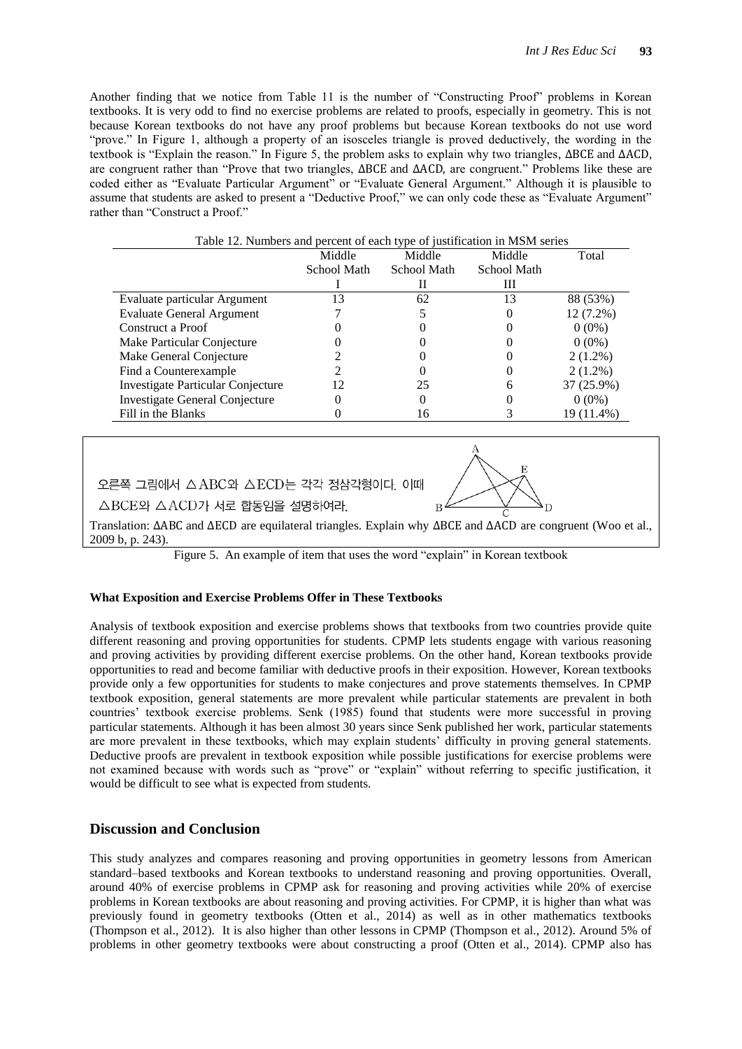Another finding that we notice from Table 11 is the number of "Constructing Proof" problems in Korean textbooks. It is very odd to find no exercise problems are related to proofs, especially in geometry. This is not because Korean textbooks do not have any proof problems but because Korean textbooks do not use word "prove." In Figure 1, although a property of an isosceles triangle is proved deductively, the wording in the textbook is "Explain the reason." In Figure 5, the problem asks to explain why two triangles, ΔBCE and ΔACD, are congruent rather than "Prove that two triangles, ΔBCE and ΔACD, are congruent." Problems like these are coded either as "Evaluate Particular Argument" or "Evaluate General Argument." Although it is plausible to assume that students are asked to present a "Deductive Proof," we can only code these as "Evaluate Argument" rather than "Construct a Proof."

Table 12. Numbers and percent of each type of justification in MSM series

| | Middle School Math I | Middle School Math II | Middle School Math III | Total |
|---|---|---|---|---|
| Evaluate particular Argument | 13 | 62 | 13 | 88 (53%) |
| Evaluate General Argument | 7 | 5 | 0 | 12 (7.2%) |
| Construct a Proof | 0 | 0 | 0 | 0 (0%) |
| Make Particular Conjecture | 0 | 0 | 0 | 0 (0%) |
| Make General Conjecture | 2 | 0 | 0 | 2 (1.2%) |
| Find a Counterexample | 2 | 0 | 0 | 2 (1.2%) |
| Investigate Particular Conjecture | 12 | 25 | 6 | 37 (25.9%) |
| Investigate General Conjecture | 0 | 0 | 0 | 0 (0%) |
| Fill in the Blanks | 0 | 16 | 3 | 19 (11.4%) |

오른쪽 그림에서 △ABC와 △ECD는 각각 정삼각형이다. 이때 △BCE와 △ACD가 서로 합동임을 설명하여라.

Translation: ΔABC and ΔECD are equilateral triangles. Explain why ΔBCE and ΔACD are congruent (Woo et al., 2009 b, p. 243).

Figure 5. An example of item that uses the word "explain" in Korean textbook

**What Exposition and Exercise Problems Offer in These Textbooks**

Analysis of textbook exposition and exercise problems shows that textbooks from two countries provide quite different reasoning and proving opportunities for students. CPMP lets students engage with various reasoning and proving activities by providing different exercise problems. On the other hand, Korean textbooks provide opportunities to read and become familiar with deductive proofs in their exposition. However, Korean textbooks provide only a few opportunities for students to make conjectures and prove statements themselves. In CPMP textbook exposition, general statements are more prevalent while particular statements are prevalent in both countries' textbook exercise problems. Senk (1985) found that students were more successful in proving particular statements. Although it has been almost 30 years since Senk published her work, particular statements are more prevalent in these textbooks, which may explain students' difficulty in proving general statements. Deductive proofs are prevalent in textbook exposition while possible justifications for exercise problems were not examined because with words such as "prove" or "explain" without referring to specific justification, it would be difficult to see what is expected from students.

## Discussion and Conclusion

This study analyzes and compares reasoning and proving opportunities in geometry lessons from American standard–based textbooks and Korean textbooks to understand reasoning and proving opportunities. Overall, around 40% of exercise problems in CPMP ask for reasoning and proving activities while 20% of exercise problems in Korean textbooks are about reasoning and proving activities. For CPMP, it is higher than what was previously found in geometry textbooks (Otten et al., 2014) as well as in other mathematics textbooks (Thompson et al., 2012). It is also higher than other lessons in CPMP (Thompson et al., 2012). Around 5% of problems in other geometry textbooks were about constructing a proof (Otten et al., 2014). CPMP also has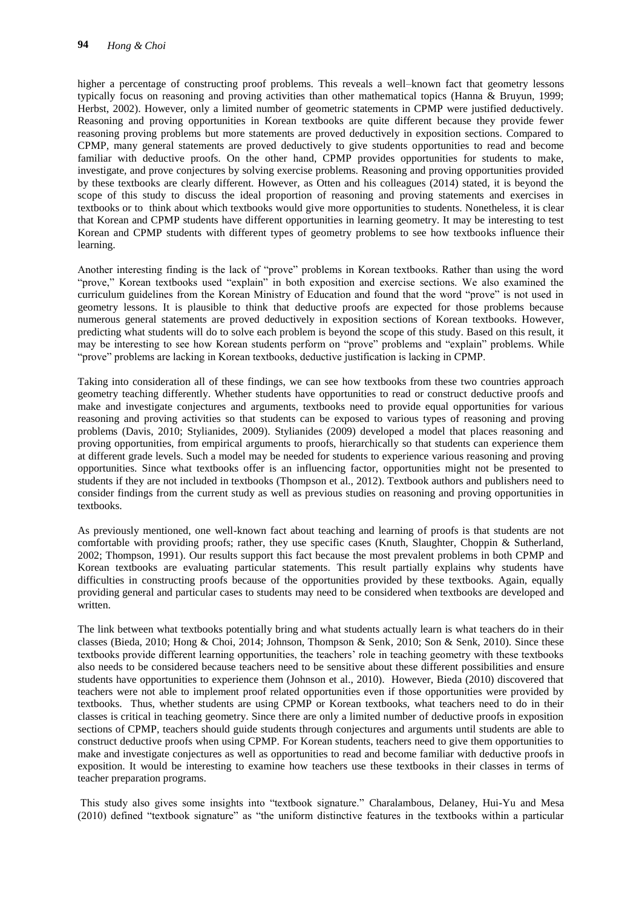higher a percentage of constructing proof problems. This reveals a well–known fact that geometry lessons typically focus on reasoning and proving activities than other mathematical topics (Hanna & Bruyun, 1999; Herbst, 2002). However, only a limited number of geometric statements in CPMP were justified deductively. Reasoning and proving opportunities in Korean textbooks are quite different because they provide fewer reasoning proving problems but more statements are proved deductively in exposition sections. Compared to CPMP, many general statements are proved deductively to give students opportunities to read and become familiar with deductive proofs. On the other hand, CPMP provides opportunities for students to make, investigate, and prove conjectures by solving exercise problems. Reasoning and proving opportunities provided by these textbooks are clearly different. However, as Otten and his colleagues (2014) stated, it is beyond the scope of this study to discuss the ideal proportion of reasoning and proving statements and exercises in textbooks or to think about which textbooks would give more opportunities to students. Nonetheless, it is clear that Korean and CPMP students have different opportunities in learning geometry. It may be interesting to test Korean and CPMP students with different types of geometry problems to see how textbooks influence their learning.

Another interesting finding is the lack of "prove" problems in Korean textbooks. Rather than using the word "prove," Korean textbooks used "explain" in both exposition and exercise sections. We also examined the curriculum guidelines from the Korean Ministry of Education and found that the word "prove" is not used in geometry lessons. It is plausible to think that deductive proofs are expected for those problems because numerous general statements are proved deductively in exposition sections of Korean textbooks. However, predicting what students will do to solve each problem is beyond the scope of this study. Based on this result, it may be interesting to see how Korean students perform on "prove" problems and "explain" problems. While "prove" problems are lacking in Korean textbooks, deductive justification is lacking in CPMP.

Taking into consideration all of these findings, we can see how textbooks from these two countries approach geometry teaching differently. Whether students have opportunities to read or construct deductive proofs and make and investigate conjectures and arguments, textbooks need to provide equal opportunities for various reasoning and proving activities so that students can be exposed to various types of reasoning and proving problems (Davis, 2010; Stylianides, 2009). Stylianides (2009) developed a model that places reasoning and proving opportunities, from empirical arguments to proofs, hierarchically so that students can experience them at different grade levels. Such a model may be needed for students to experience various reasoning and proving opportunities. Since what textbooks offer is an influencing factor, opportunities might not be presented to students if they are not included in textbooks (Thompson et al., 2012). Textbook authors and publishers need to consider findings from the current study as well as previous studies on reasoning and proving opportunities in textbooks.

As previously mentioned, one well-known fact about teaching and learning of proofs is that students are not comfortable with providing proofs; rather, they use specific cases (Knuth, Slaughter, Choppin & Sutherland, 2002; Thompson, 1991). Our results support this fact because the most prevalent problems in both CPMP and Korean textbooks are evaluating particular statements. This result partially explains why students have difficulties in constructing proofs because of the opportunities provided by these textbooks. Again, equally providing general and particular cases to students may need to be considered when textbooks are developed and written.

The link between what textbooks potentially bring and what students actually learn is what teachers do in their classes (Bieda, 2010; Hong & Choi, 2014; Johnson, Thompson & Senk, 2010; Son & Senk, 2010). Since these textbooks provide different learning opportunities, the teachers' role in teaching geometry with these textbooks also needs to be considered because teachers need to be sensitive about these different possibilities and ensure students have opportunities to experience them (Johnson et al., 2010). However, Bieda (2010) discovered that teachers were not able to implement proof related opportunities even if those opportunities were provided by textbooks. Thus, whether students are using CPMP or Korean textbooks, what teachers need to do in their classes is critical in teaching geometry. Since there are only a limited number of deductive proofs in exposition sections of CPMP, teachers should guide students through conjectures and arguments until students are able to construct deductive proofs when using CPMP. For Korean students, teachers need to give them opportunities to make and investigate conjectures as well as opportunities to read and become familiar with deductive proofs in exposition. It would be interesting to examine how teachers use these textbooks in their classes in terms of teacher preparation programs.

This study also gives some insights into "textbook signature." Charalambous, Delaney, Hui-Yu and Mesa (2010) defined "textbook signature" as "the uniform distinctive features in the textbooks within a particular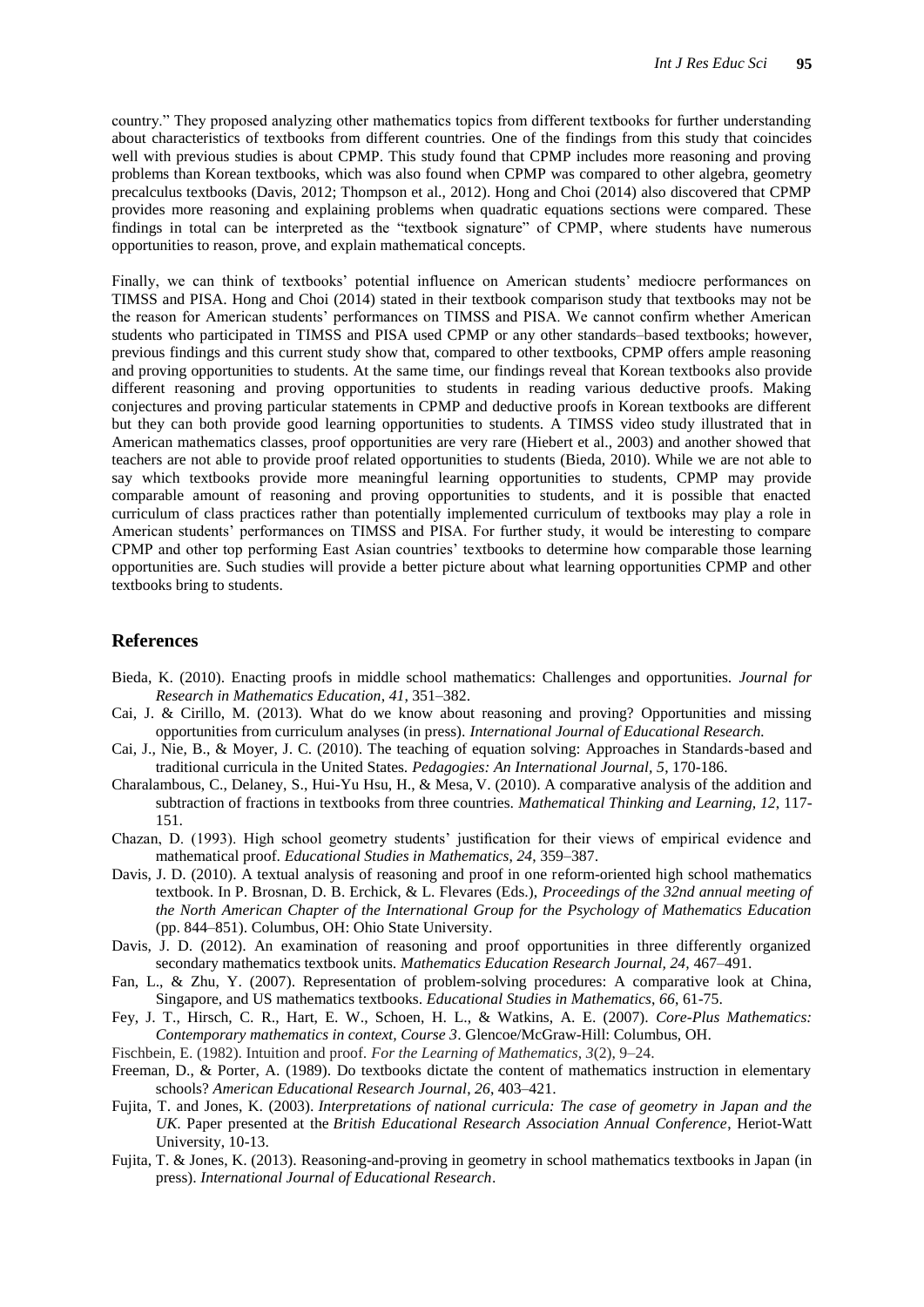country." They proposed analyzing other mathematics topics from different textbooks for further understanding about characteristics of textbooks from different countries. One of the findings from this study that coincides well with previous studies is about CPMP. This study found that CPMP includes more reasoning and proving problems than Korean textbooks, which was also found when CPMP was compared to other algebra, geometry precalculus textbooks (Davis, 2012; Thompson et al., 2012). Hong and Choi (2014) also discovered that CPMP provides more reasoning and explaining problems when quadratic equations sections were compared. These findings in total can be interpreted as the "textbook signature" of CPMP, where students have numerous opportunities to reason, prove, and explain mathematical concepts.

Finally, we can think of textbooks' potential influence on American students' mediocre performances on TIMSS and PISA. Hong and Choi (2014) stated in their textbook comparison study that textbooks may not be the reason for American students' performances on TIMSS and PISA. We cannot confirm whether American students who participated in TIMSS and PISA used CPMP or any other standards–based textbooks; however, previous findings and this current study show that, compared to other textbooks, CPMP offers ample reasoning and proving opportunities to students. At the same time, our findings reveal that Korean textbooks also provide different reasoning and proving opportunities to students in reading various deductive proofs. Making conjectures and proving particular statements in CPMP and deductive proofs in Korean textbooks are different but they can both provide good learning opportunities to students. A TIMSS video study illustrated that in American mathematics classes, proof opportunities are very rare (Hiebert et al., 2003) and another showed that teachers are not able to provide proof related opportunities to students (Bieda, 2010). While we are not able to say which textbooks provide more meaningful learning opportunities to students, CPMP may provide comparable amount of reasoning and proving opportunities to students, and it is possible that enacted curriculum of class practices rather than potentially implemented curriculum of textbooks may play a role in American students' performances on TIMSS and PISA. For further study, it would be interesting to compare CPMP and other top performing East Asian countries' textbooks to determine how comparable those learning opportunities are. Such studies will provide a better picture about what learning opportunities CPMP and other textbooks bring to students.

## References

Bieda, K. (2010). Enacting proofs in middle school mathematics: Challenges and opportunities. *Journal for Research in Mathematics Education, 41*, 351–382.

Cai, J. & Cirillo, M. (2013). What do we know about reasoning and proving? Opportunities and missing opportunities from curriculum analyses (in press). *International Journal of Educational Research.*

Cai, J., Nie, B., & Moyer, J. C. (2010). The teaching of equation solving: Approaches in Standards-based and traditional curricula in the United States. *Pedagogies: An International Journal, 5*, 170-186.

Charalambous, C., Delaney, S., Hui-Yu Hsu, H., & Mesa, V. (2010). A comparative analysis of the addition and subtraction of fractions in textbooks from three countries. *Mathematical Thinking and Learning, 12*, 117-151.

Chazan, D. (1993). High school geometry students' justification for their views of empirical evidence and mathematical proof. *Educational Studies in Mathematics, 24*, 359–387.

Davis, J. D. (2010). A textual analysis of reasoning and proof in one reform-oriented high school mathematics textbook. In P. Brosnan, D. B. Erchick, & L. Flevares (Eds.), *Proceedings of the 32nd annual meeting of the North American Chapter of the International Group for the Psychology of Mathematics Education* (pp. 844–851). Columbus, OH: Ohio State University.

Davis, J. D. (2012). An examination of reasoning and proof opportunities in three differently organized secondary mathematics textbook units. *Mathematics Education Research Journal, 24*, 467–491.

Fan, L., & Zhu, Y. (2007). Representation of problem-solving procedures: A comparative look at China, Singapore, and US mathematics textbooks. *Educational Studies in Mathematics, 66*, 61-75.

Fey, J. T., Hirsch, C. R., Hart, E. W., Schoen, H. L., & Watkins, A. E. (2007). *Core-Plus Mathematics: Contemporary mathematics in context, Course 3*. Glencoe/McGraw-Hill: Columbus, OH.

Fischbein, E. (1982). Intuition and proof. *For the Learning of Mathematics, 3*(2), 9–24.

Freeman, D., & Porter, A. (1989). Do textbooks dictate the content of mathematics instruction in elementary schools? *American Educational Research Journal, 26*, 403–421.

Fujita, T. and Jones, K. (2003). *Interpretations of national curricula: The case of geometry in Japan and the UK*. Paper presented at the *British Educational Research Association Annual Conference*, Heriot-Watt University, 10-13.

Fujita, T. & Jones, K. (2013). Reasoning-and-proving in geometry in school mathematics textbooks in Japan (in press). *International Journal of Educational Research*.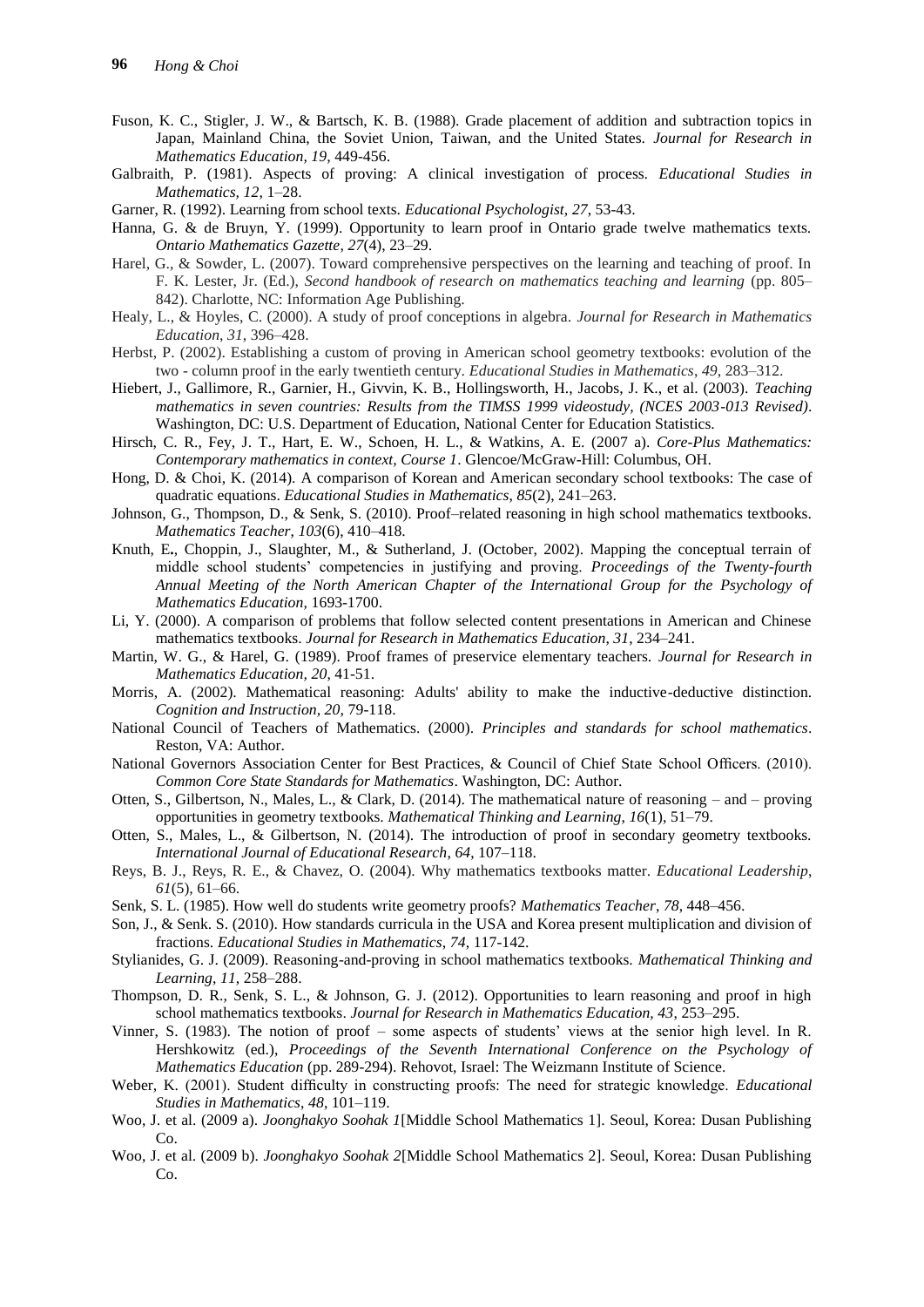Fuson, K. C., Stigler, J. W., & Bartsch, K. B. (1988). Grade placement of addition and subtraction topics in Japan, Mainland China, the Soviet Union, Taiwan, and the United States. *Journal for Research in Mathematics Education, 19*, 449-456.

Galbraith, P. (1981). Aspects of proving: A clinical investigation of process. *Educational Studies in Mathematics, 12*, 1–28.

Garner, R. (1992). Learning from school texts. *Educational Psychologist, 27*, 53-43.

Hanna, G. & de Bruyn, Y. (1999). Opportunity to learn proof in Ontario grade twelve mathematics texts. *Ontario Mathematics Gazette, 27*(4), 23–29.

Harel, G., & Sowder, L. (2007). Toward comprehensive perspectives on the learning and teaching of proof. In F. K. Lester, Jr. (Ed.), *Second handbook of research on mathematics teaching and learning* (pp. 805–842). Charlotte, NC: Information Age Publishing.

Healy, L., & Hoyles, C. (2000). A study of proof conceptions in algebra. *Journal for Research in Mathematics Education, 31*, 396–428.

Herbst, P. (2002). Establishing a custom of proving in American school geometry textbooks: evolution of the two - column proof in the early twentieth century. *Educational Studies in Mathematics*, *49*, 283–312.

Hiebert, J., Gallimore, R., Garnier, H., Givvin, K. B., Hollingsworth, H., Jacobs, J. K., et al. (2003). *Teaching mathematics in seven countries: Results from the TIMSS 1999 videostudy, (NCES 2003-013 Revised)*. Washington, DC: U.S. Department of Education, National Center for Education Statistics.

Hirsch, C. R., Fey, J. T., Hart, E. W., Schoen, H. L., & Watkins, A. E. (2007 a). *Core-Plus Mathematics: Contemporary mathematics in context, Course 1*. Glencoe/McGraw-Hill: Columbus, OH.

Hong, D. & Choi, K. (2014). A comparison of Korean and American secondary school textbooks: The case of quadratic equations. *Educational Studies in Mathematics, 85*(2), 241–263.

Johnson, G., Thompson, D., & Senk, S. (2010). Proof–related reasoning in high school mathematics textbooks. *Mathematics Teacher*, *103*(6), 410–418.

Knuth, E**.**, Choppin, J., Slaughter, M., & Sutherland, J. (October, 2002). Mapping the conceptual terrain of middle school students' competencies in justifying and proving. *Proceedings of the Twenty-fourth Annual Meeting of the North American Chapter of the International Group for the Psychology of Mathematics Education,* 1693-1700.

Li, Y. (2000). A comparison of problems that follow selected content presentations in American and Chinese mathematics textbooks. *Journal for Research in Mathematics Education, 31*, 234–241.

Martin, W. G., & Harel, G. (1989). Proof frames of preservice elementary teachers. *Journal for Research in Mathematics Education, 20*, 41-51.

Morris, A. (2002). Mathematical reasoning: Adults' ability to make the inductive-deductive distinction. *Cognition and Instruction, 20*, 79-118.

National Council of Teachers of Mathematics. (2000). *Principles and standards for school mathematics*. Reston, VA: Author.

National Governors Association Center for Best Practices, & Council of Chief State School Officers. (2010). *Common Core State Standards for Mathematics*. Washington, DC: Author.

Otten, S., Gilbertson, N., Males, L., & Clark, D. (2014). The mathematical nature of reasoning – and – proving opportunities in geometry textbooks. *Mathematical Thinking and Learning, 16*(1), 51–79.

Otten, S., Males, L., & Gilbertson, N. (2014). The introduction of proof in secondary geometry textbooks. *International Journal of Educational Research, 64*, 107–118.

Reys, B. J., Reys, R. E., & Chavez, O. (2004). Why mathematics textbooks matter. *Educational Leadership*, *61*(5), 61–66.

Senk, S. L. (1985). How well do students write geometry proofs? *Mathematics Teacher*, *78*, 448–456.

Son, J., & Senk. S. (2010). How standards curricula in the USA and Korea present multiplication and division of fractions. *Educational Studies in Mathematics*, *74*, 117-142.

Stylianides, G. J. (2009). Reasoning-and-proving in school mathematics textbooks. *Mathematical Thinking and Learning*, *11*, 258–288.

Thompson, D. R., Senk, S. L., & Johnson, G. J. (2012). Opportunities to learn reasoning and proof in high school mathematics textbooks. *Journal for Research in Mathematics Education, 43*, 253–295.

Vinner, S. (1983). The notion of proof – some aspects of students' views at the senior high level. In R. Hershkowitz (ed.), *Proceedings of the Seventh International Conference on the Psychology of Mathematics Education* (pp. 289-294). Rehovot, Israel: The Weizmann Institute of Science.

Weber, K. (2001). Student difficulty in constructing proofs: The need for strategic knowledge. *Educational Studies in Mathematics*, *48*, 101–119.

Woo, J. et al. (2009 a). *Joonghakyo Soohak 1*[Middle School Mathematics 1]. Seoul, Korea: Dusan Publishing Co.

Woo, J. et al. (2009 b). *Joonghakyo Soohak 2*[Middle School Mathematics 2]. Seoul, Korea: Dusan Publishing Co.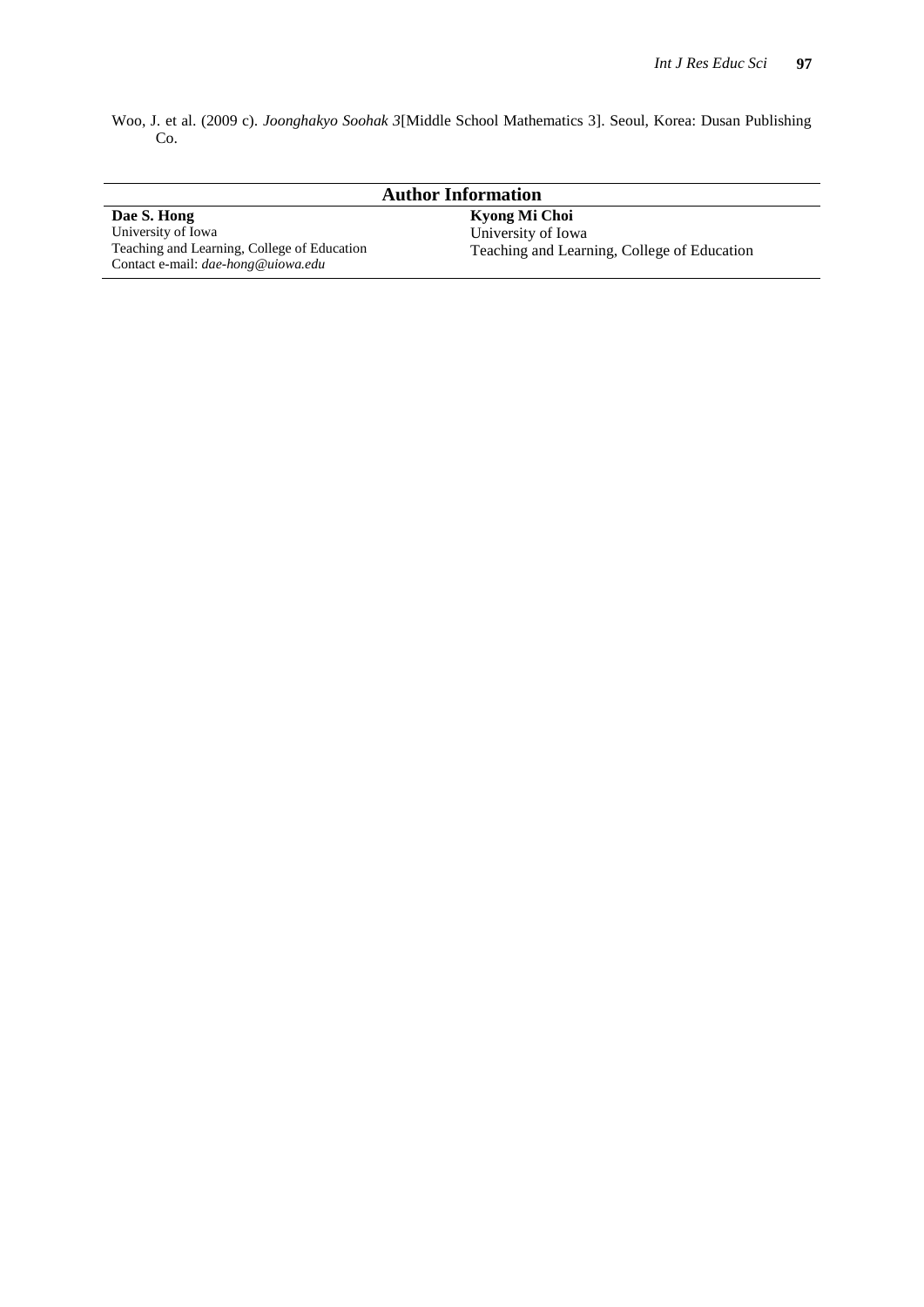Woo, J. et al. (2009 c). *Joonghakyo Soohak 3*[Middle School Mathematics 3]. Seoul, Korea: Dusan Publishing Co.

## Author Information

**Dae S. Hong**
University of Iowa
Teaching and Learning, College of Education
Contact e-mail: *dae-hong@uiowa.edu*

**Kyong Mi Choi**
University of Iowa
Teaching and Learning, College of Education